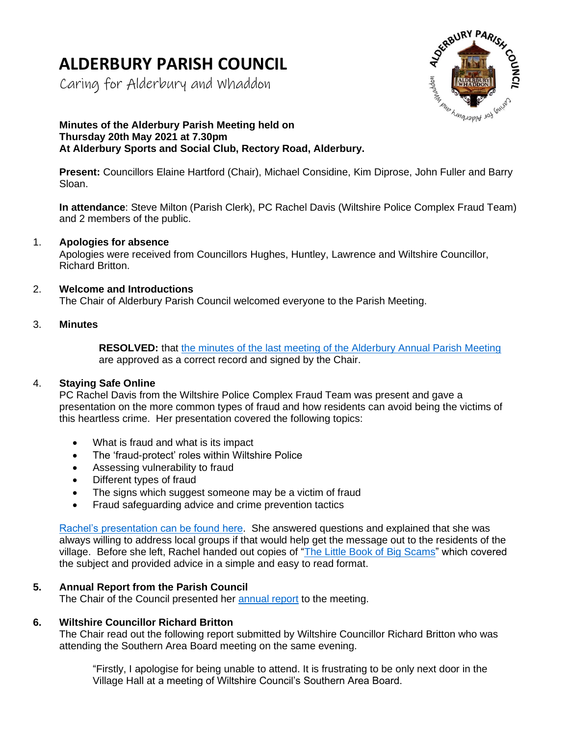# ALDERBURY PARISH COUNCIL

Caring for Alderbury and Whaddon

**Minutes of the Alderbury Parish Meeting held on Thursday 20th May 2021 at 7.30pm At Alderbury Sports and Social Club, Rectory Road, Alderbury.**

**Present:** Councillors Elaine Hartford (Chair), Michael Considine, Kim Diprose, John Fuller and Barry Sloan.

**In attendance**: Steve Milton (Parish Clerk), PC Rachel Davis (Wiltshire Police Complex Fraud Team) and 2 members of the public.

1. **Apologies for absence**
   Apologies were received from Councillors Hughes, Huntley, Lawrence and Wiltshire Councillor, Richard Britton.

2. **Welcome and Introductions**
   The Chair of Alderbury Parish Council welcomed everyone to the Parish Meeting.

3. **Minutes**

   **RESOLVED:** that the minutes of the last meeting of the Alderbury Annual Parish Meeting are approved as a correct record and signed by the Chair.

4. **Staying Safe Online**
   PC Rachel Davis from the Wiltshire Police Complex Fraud Team was present and gave a presentation on the more common types of fraud and how residents can avoid being the victims of this heartless crime. Her presentation covered the following topics:

   - What is fraud and what is its impact
   - The 'fraud-protect' roles within Wiltshire Police
   - Assessing vulnerability to fraud
   - Different types of fraud
   - The signs which suggest someone may be a victim of fraud
   - Fraud safeguarding advice and crime prevention tactics

   Rachel's presentation can be found here. She answered questions and explained that she was always willing to address local groups if that would help get the message out to the residents of the village. Before she left, Rachel handed out copies of "The Little Book of Big Scams" which covered the subject and provided advice in a simple and easy to read format.

5. **Annual Report from the Parish Council**
   The Chair of the Council presented her annual report to the meeting.

6. **Wiltshire Councillor Richard Britton**
   The Chair read out the following report submitted by Wiltshire Councillor Richard Britton who was attending the Southern Area Board meeting on the same evening.

   "Firstly, I apologise for being unable to attend. It is frustrating to be only next door in the Village Hall at a meeting of Wiltshire Council's Southern Area Board.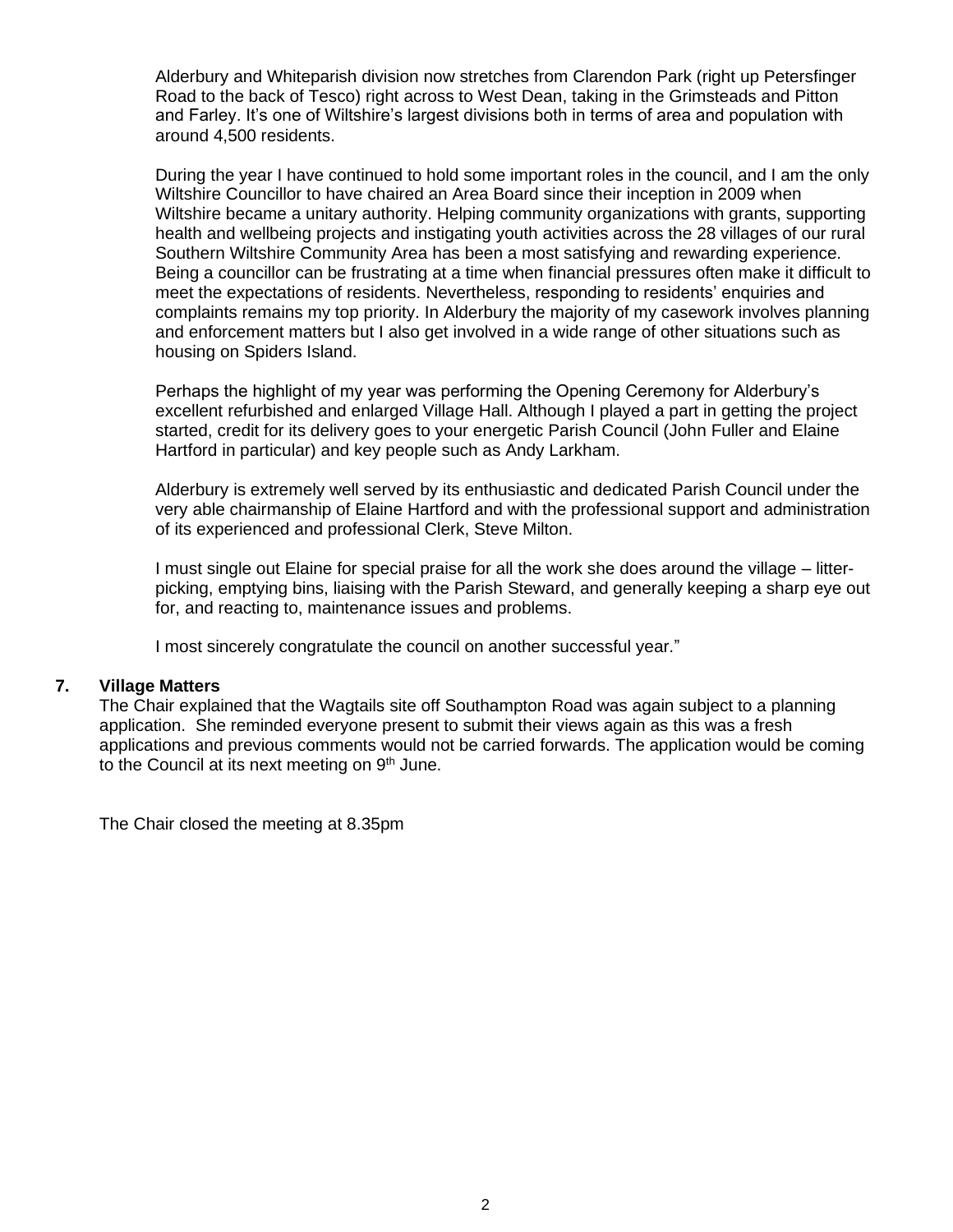Alderbury and Whiteparish division now stretches from Clarendon Park (right up Petersfinger Road to the back of Tesco) right across to West Dean, taking in the Grimsteads and Pitton and Farley. It's one of Wiltshire's largest divisions both in terms of area and population with around 4,500 residents.

During the year I have continued to hold some important roles in the council, and I am the only Wiltshire Councillor to have chaired an Area Board since their inception in 2009 when Wiltshire became a unitary authority. Helping community organizations with grants, supporting health and wellbeing projects and instigating youth activities across the 28 villages of our rural Southern Wiltshire Community Area has been a most satisfying and rewarding experience. Being a councillor can be frustrating at a time when financial pressures often make it difficult to meet the expectations of residents. Nevertheless, responding to residents' enquiries and complaints remains my top priority. In Alderbury the majority of my casework involves planning and enforcement matters but I also get involved in a wide range of other situations such as housing on Spiders Island.

Perhaps the highlight of my year was performing the Opening Ceremony for Alderbury's excellent refurbished and enlarged Village Hall. Although I played a part in getting the project started, credit for its delivery goes to your energetic Parish Council (John Fuller and Elaine Hartford in particular) and key people such as Andy Larkham.

Alderbury is extremely well served by its enthusiastic and dedicated Parish Council under the very able chairmanship of Elaine Hartford and with the professional support and administration of its experienced and professional Clerk, Steve Milton.

I must single out Elaine for special praise for all the work she does around the village – litter-picking, emptying bins, liaising with the Parish Steward, and generally keeping a sharp eye out for, and reacting to, maintenance issues and problems.

I most sincerely congratulate the council on another successful year."

**7. Village Matters**

The Chair explained that the Wagtails site off Southampton Road was again subject to a planning application. She reminded everyone present to submit their views again as this was a fresh applications and previous comments would not be carried forwards. The application would be coming to the Council at its next meeting on 9th June.

The Chair closed the meeting at 8.35pm